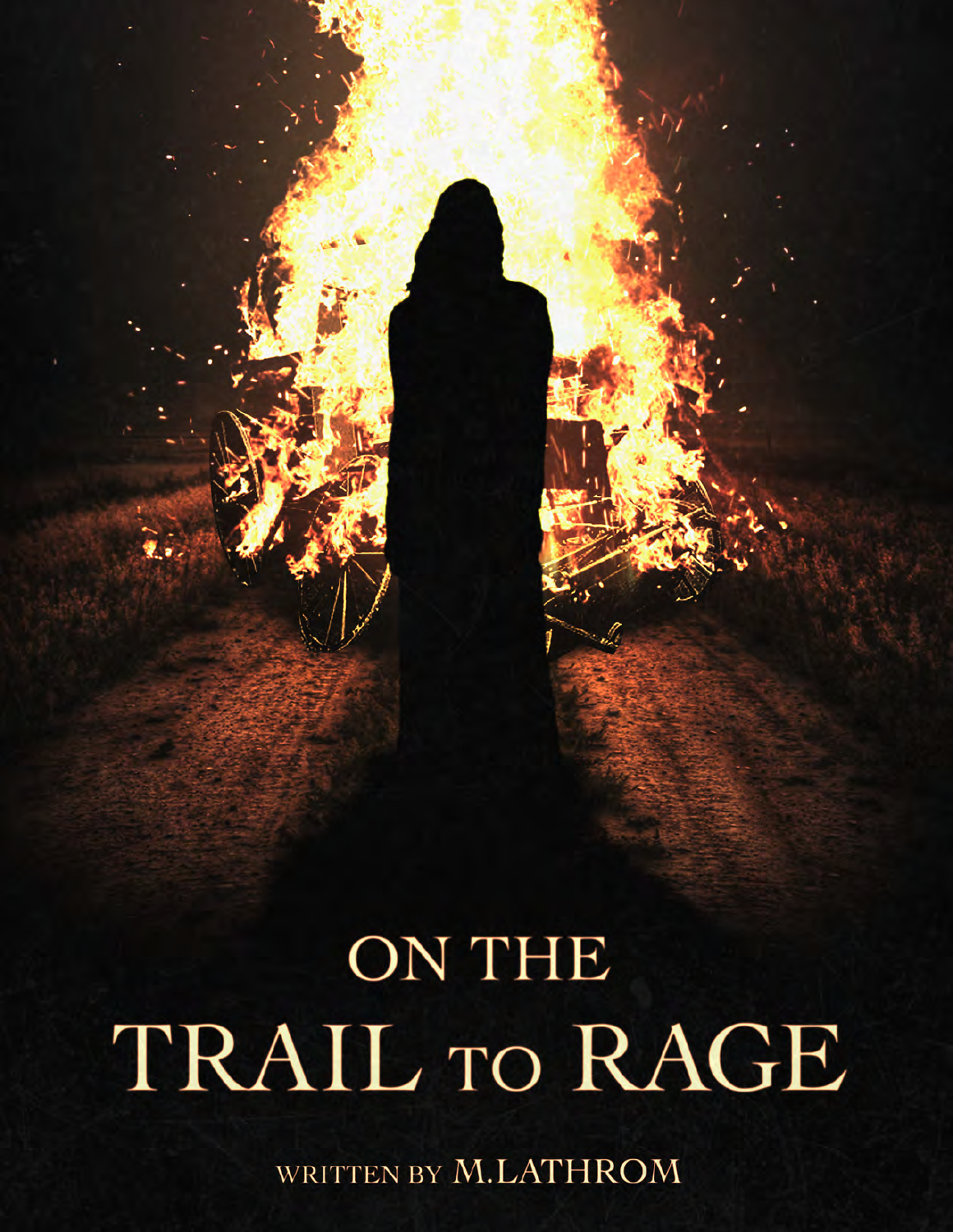# ON THE TRAIL TO RAGE

WRITTEN BY M.LATHROM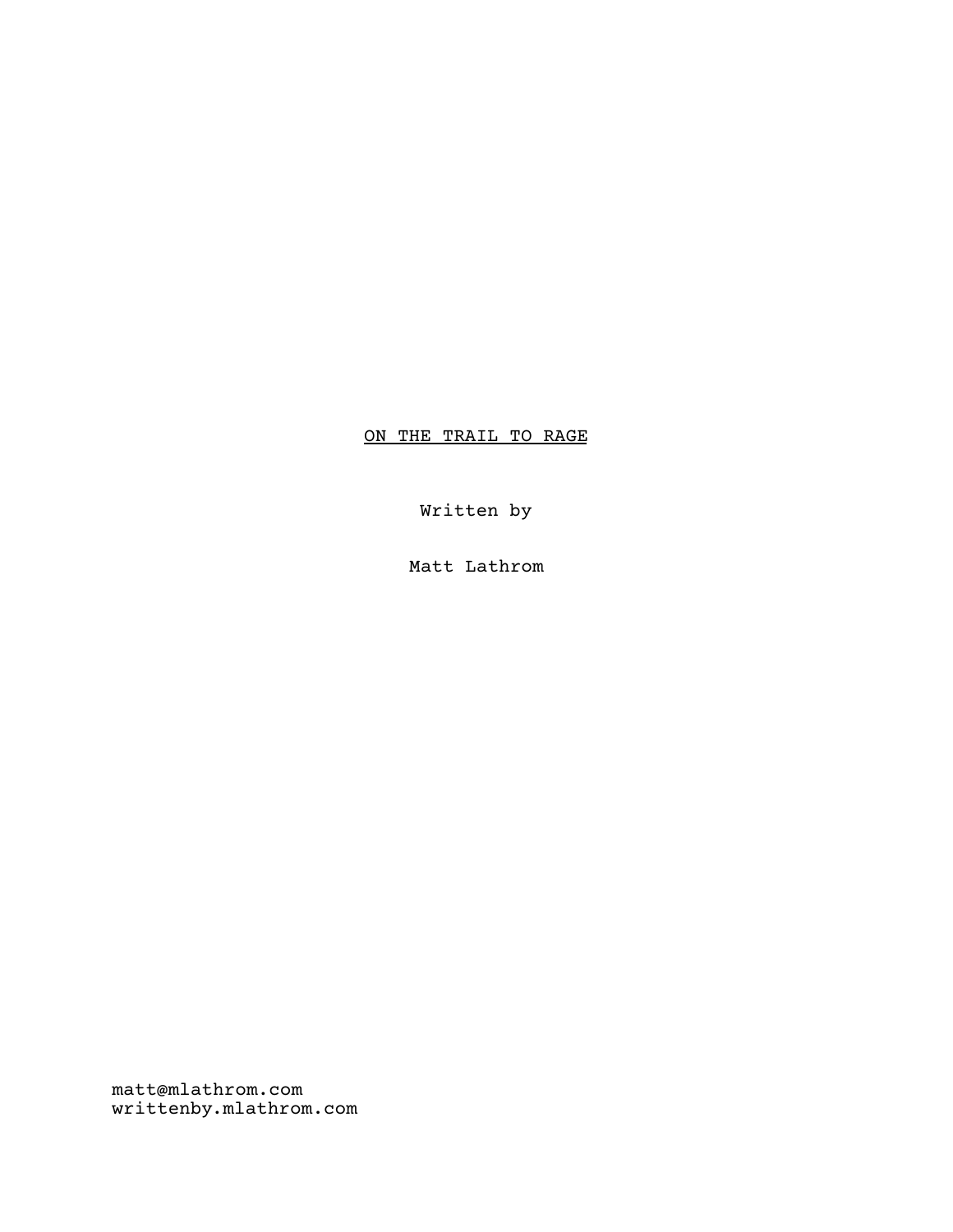<u>ON THE TRAIL TO RAGE</u>

Written by

Matt Lathrom

matt@mlathrom.com
writtenby.mlathrom.com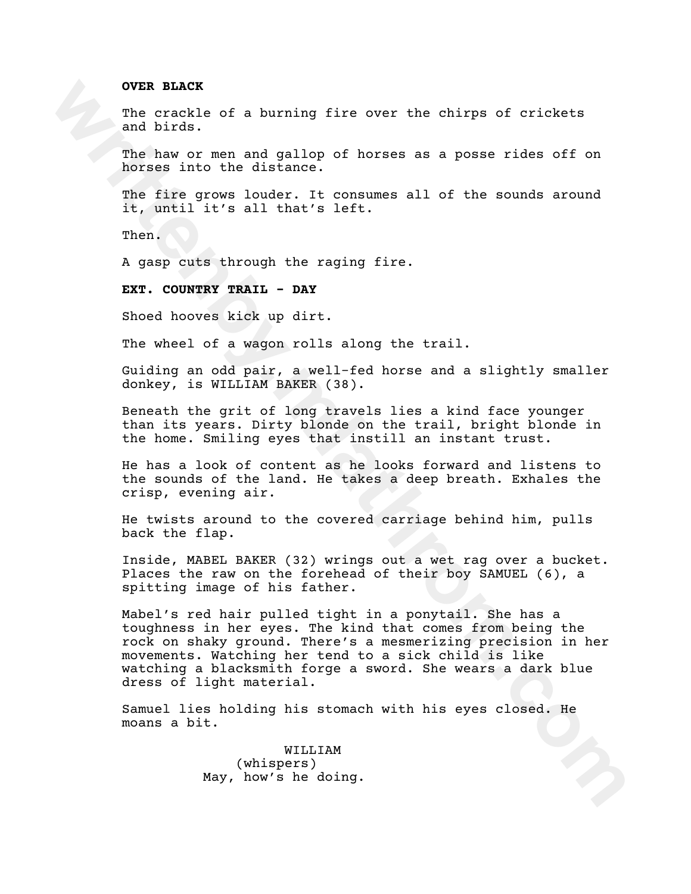**OVER BLACK**

The crackle of a burning fire over the chirps of crickets and birds.

The haw or men and gallop of horses as a posse rides off on horses into the distance.

The fire grows louder. It consumes all of the sounds around it, until it's all that's left.

Then.

A gasp cuts through the raging fire.

**EXT. COUNTRY TRAIL - DAY**

Shoed hooves kick up dirt.

The wheel of a wagon rolls along the trail.

Guiding an odd pair, a well-fed horse and a slightly smaller donkey, is WILLIAM BAKER (38).

Beneath the grit of long travels lies a kind face younger than its years. Dirty blonde on the trail, bright blonde in the home. Smiling eyes that instill an instant trust.

He has a look of content as he looks forward and listens to the sounds of the land. He takes a deep breath. Exhales the crisp, evening air.

He twists around to the covered carriage behind him, pulls back the flap.

Inside, MABEL BAKER (32) wrings out a wet rag over a bucket. Places the raw on the forehead of their boy SAMUEL (6), a spitting image of his father.

Mabel's red hair pulled tight in a ponytail. She has a toughness in her eyes. The kind that comes from being the rock on shaky ground. There's a mesmerizing precision in her movements. Watching her tend to a sick child is like watching a blacksmith forge a sword. She wears a dark blue dress of light material.

Samuel lies holding his stomach with his eyes closed. He moans a bit.

WILLIAM
(whispers)
May, how's he doing.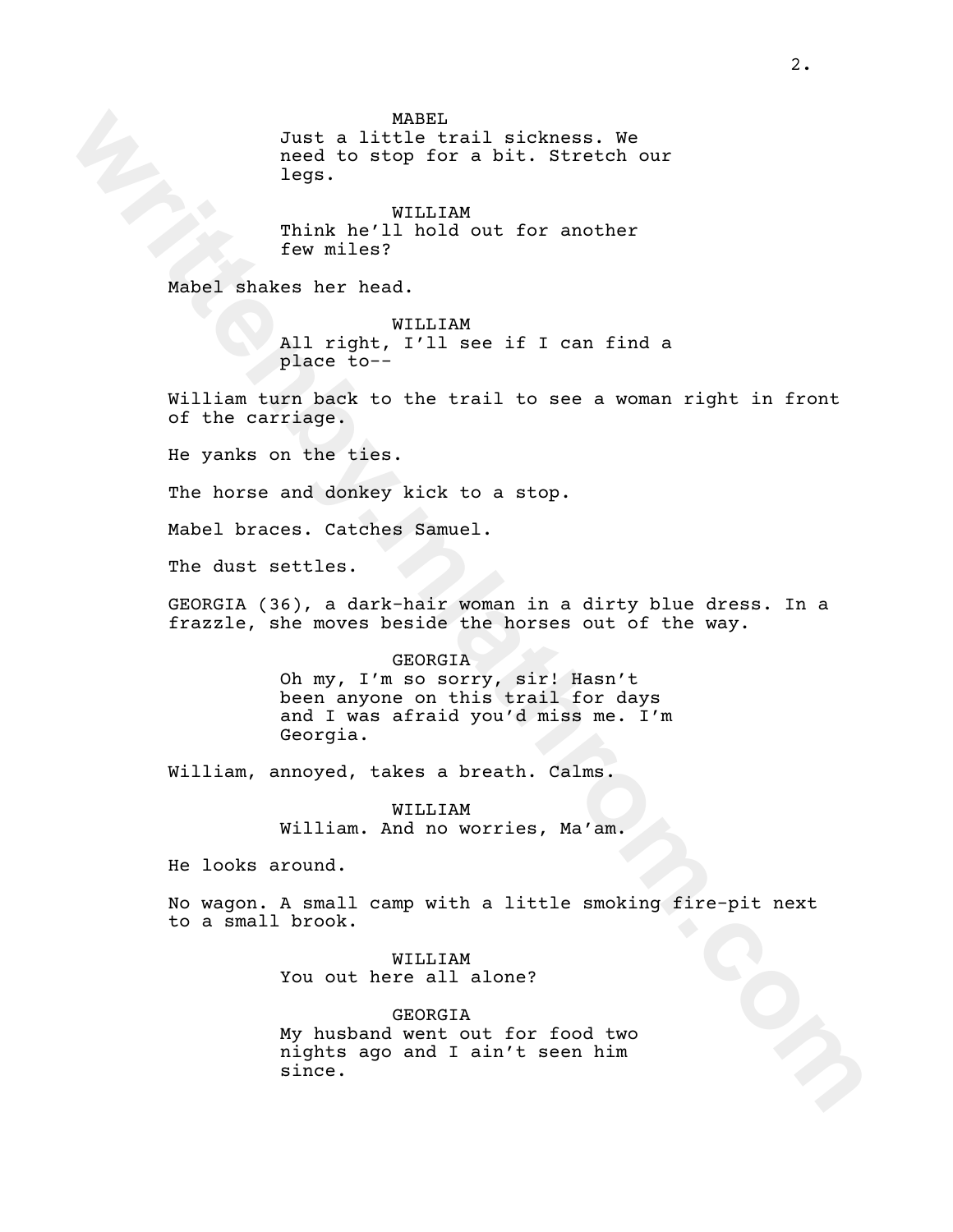MABEL
Just a little trail sickness. We need to stop for a bit. Stretch our legs.

WILLIAM
Think he'll hold out for another few miles?

Mabel shakes her head.

WILLIAM
All right, I'll see if I can find a place to--

William turn back to the trail to see a woman right in front of the carriage.

He yanks on the ties.

The horse and donkey kick to a stop.

Mabel braces. Catches Samuel.

The dust settles.

GEORGIA (36), a dark-hair woman in a dirty blue dress. In a frazzle, she moves beside the horses out of the way.

GEORGIA
Oh my, I'm so sorry, sir! Hasn't been anyone on this trail for days and I was afraid you'd miss me. I'm Georgia.

William, annoyed, takes a breath. Calms.

WILLIAM
William. And no worries, Ma'am.

He looks around.

No wagon. A small camp with a little smoking fire-pit next to a small brook.

WILLIAM
You out here all alone?

GEORGIA
My husband went out for food two nights ago and I ain't seen him since.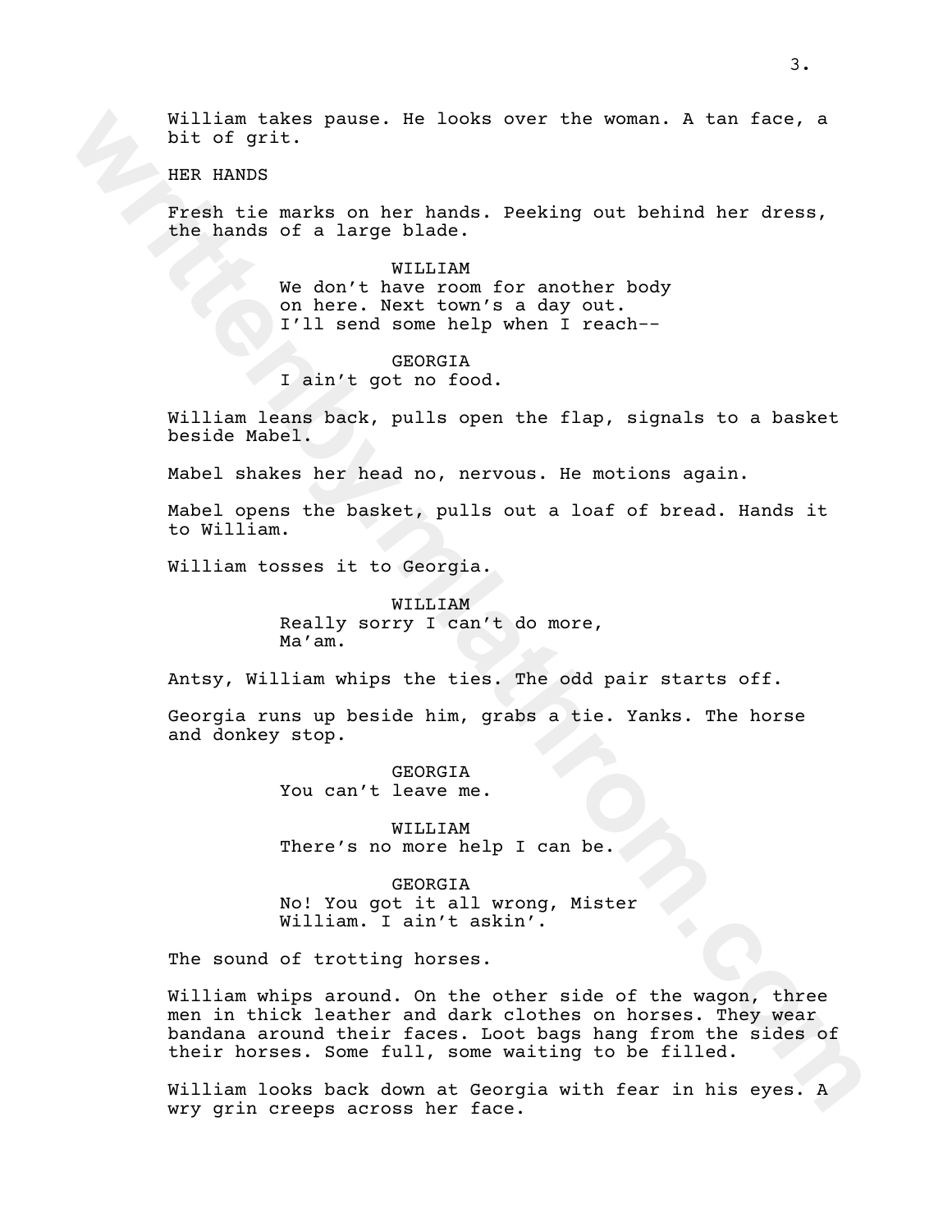William takes pause. He looks over the woman. A tan face, a bit of grit.

HER HANDS

Fresh tie marks on her hands. Peeking out behind her dress, the hands of a large blade.

WILLIAM
We don't have room for another body on here. Next town's a day out. I'll send some help when I reach--

GEORGIA
I ain't got no food.

William leans back, pulls open the flap, signals to a basket beside Mabel.

Mabel shakes her head no, nervous. He motions again.

Mabel opens the basket, pulls out a loaf of bread. Hands it to William.

William tosses it to Georgia.

WILLIAM
Really sorry I can't do more, Ma'am.

Antsy, William whips the ties. The odd pair starts off.

Georgia runs up beside him, grabs a tie. Yanks. The horse and donkey stop.

GEORGIA
You can't leave me.

WILLIAM
There's no more help I can be.

GEORGIA
No! You got it all wrong, Mister William. I ain't askin'.

The sound of trotting horses.

William whips around. On the other side of the wagon, three men in thick leather and dark clothes on horses. They wear bandana around their faces. Loot bags hang from the sides of their horses. Some full, some waiting to be filled.

William looks back down at Georgia with fear in his eyes. A wry grin creeps across her face.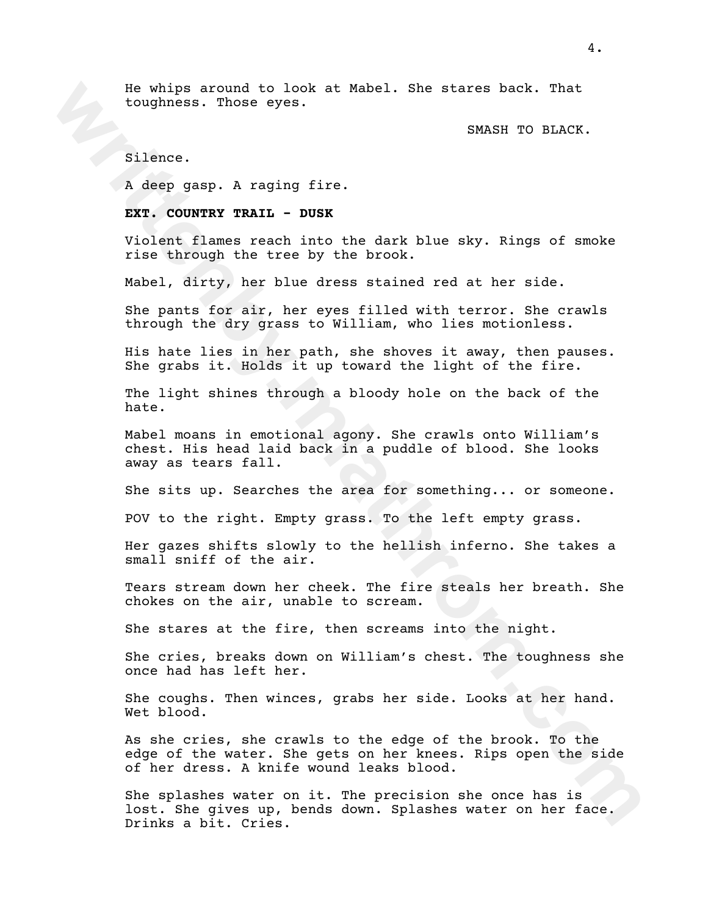He whips around to look at Mabel. She stares back. That toughness. Those eyes.

SMASH TO BLACK.

Silence.

A deep gasp. A raging fire.

**EXT. COUNTRY TRAIL - DUSK**

Violent flames reach into the dark blue sky. Rings of smoke rise through the tree by the brook.

Mabel, dirty, her blue dress stained red at her side.

She pants for air, her eyes filled with terror. She crawls through the dry grass to William, who lies motionless.

His hate lies in her path, she shoves it away, then pauses. She grabs it. Holds it up toward the light of the fire.

The light shines through a bloody hole on the back of the hate.

Mabel moans in emotional agony. She crawls onto William's chest. His head laid back in a puddle of blood. She looks away as tears fall.

She sits up. Searches the area for something... or someone.

POV to the right. Empty grass. To the left empty grass.

Her gazes shifts slowly to the hellish inferno. She takes a small sniff of the air.

Tears stream down her cheek. The fire steals her breath. She chokes on the air, unable to scream.

She stares at the fire, then screams into the night.

She cries, breaks down on William's chest. The toughness she once had has left her.

She coughs. Then winces, grabs her side. Looks at her hand. Wet blood.

As she cries, she crawls to the edge of the brook. To the edge of the water. She gets on her knees. Rips open the side of her dress. A knife wound leaks blood.

She splashes water on it. The precision she once has is lost. She gives up, bends down. Splashes water on her face. Drinks a bit. Cries.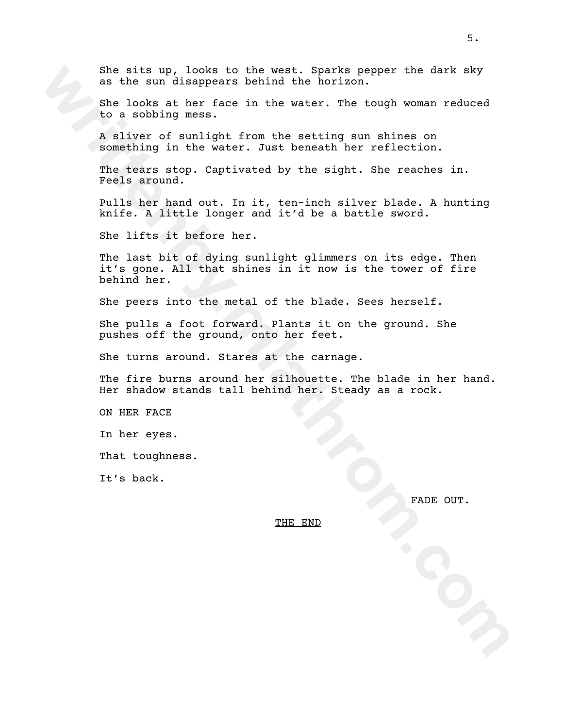She sits up, looks to the west. Sparks pepper the dark sky as the sun disappears behind the horizon.

She looks at her face in the water. The tough woman reduced to a sobbing mess.

A sliver of sunlight from the setting sun shines on something in the water. Just beneath her reflection.

The tears stop. Captivated by the sight. She reaches in. Feels around.

Pulls her hand out. In it, ten-inch silver blade. A hunting knife. A little longer and it'd be a battle sword.

She lifts it before her.

The last bit of dying sunlight glimmers on its edge. Then it's gone. All that shines in it now is the tower of fire behind her.

She peers into the metal of the blade. Sees herself.

She pulls a foot forward. Plants it on the ground. She pushes off the ground, onto her feet.

She turns around. Stares at the carnage.

The fire burns around her silhouette. The blade in her hand. Her shadow stands tall behind her. Steady as a rock.

ON HER FACE

In her eyes.

That toughness.

It's back.

FADE OUT.

THE END